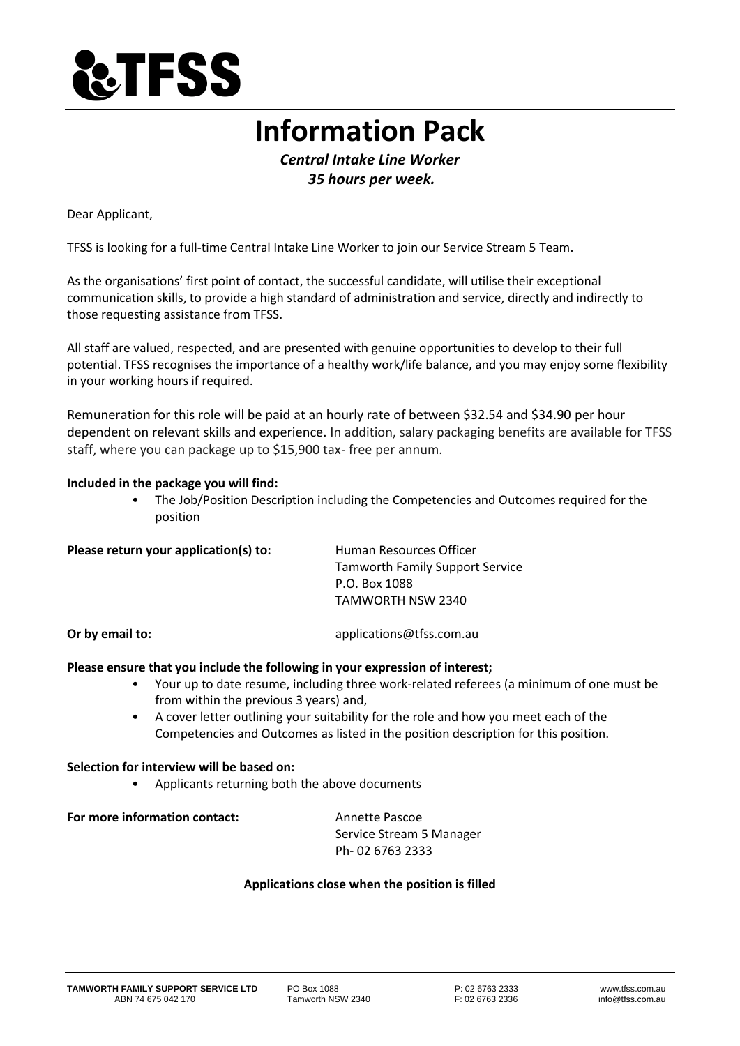# TFSS

# Information Pack

***Central Intake Line Worker***
***35 hours per week.***

Dear Applicant,

TFSS is looking for a full-time Central Intake Line Worker to join our Service Stream 5 Team.

As the organisations' first point of contact, the successful candidate, will utilise their exceptional communication skills, to provide a high standard of administration and service, directly and indirectly to those requesting assistance from TFSS.

All staff are valued, respected, and are presented with genuine opportunities to develop to their full potential. TFSS recognises the importance of a healthy work/life balance, and you may enjoy some flexibility in your working hours if required.

Remuneration for this role will be paid at an hourly rate of between $32.54 and $34.90 per hour dependent on relevant skills and experience. In addition, salary packaging benefits are available for TFSS staff, where you can package up to $15,900 tax- free per annum.

**Included in the package you will find:**

- The Job/Position Description including the Competencies and Outcomes required for the position

**Please return your application(s) to:**

Human Resources Officer
Tamworth Family Support Service
P.O. Box 1088
TAMWORTH NSW 2340

**Or by email to:** applications@tfss.com.au

**Please ensure that you include the following in your expression of interest;**

- Your up to date resume, including three work-related referees (a minimum of one must be from within the previous 3 years) and,
- A cover letter outlining your suitability for the role and how you meet each of the Competencies and Outcomes as listed in the position description for this position.

**Selection for interview will be based on:**

- Applicants returning both the above documents

**For more information contact:**

Annette Pascoe
Service Stream 5 Manager
Ph- 02 6763 2333

**Applications close when the position is filled**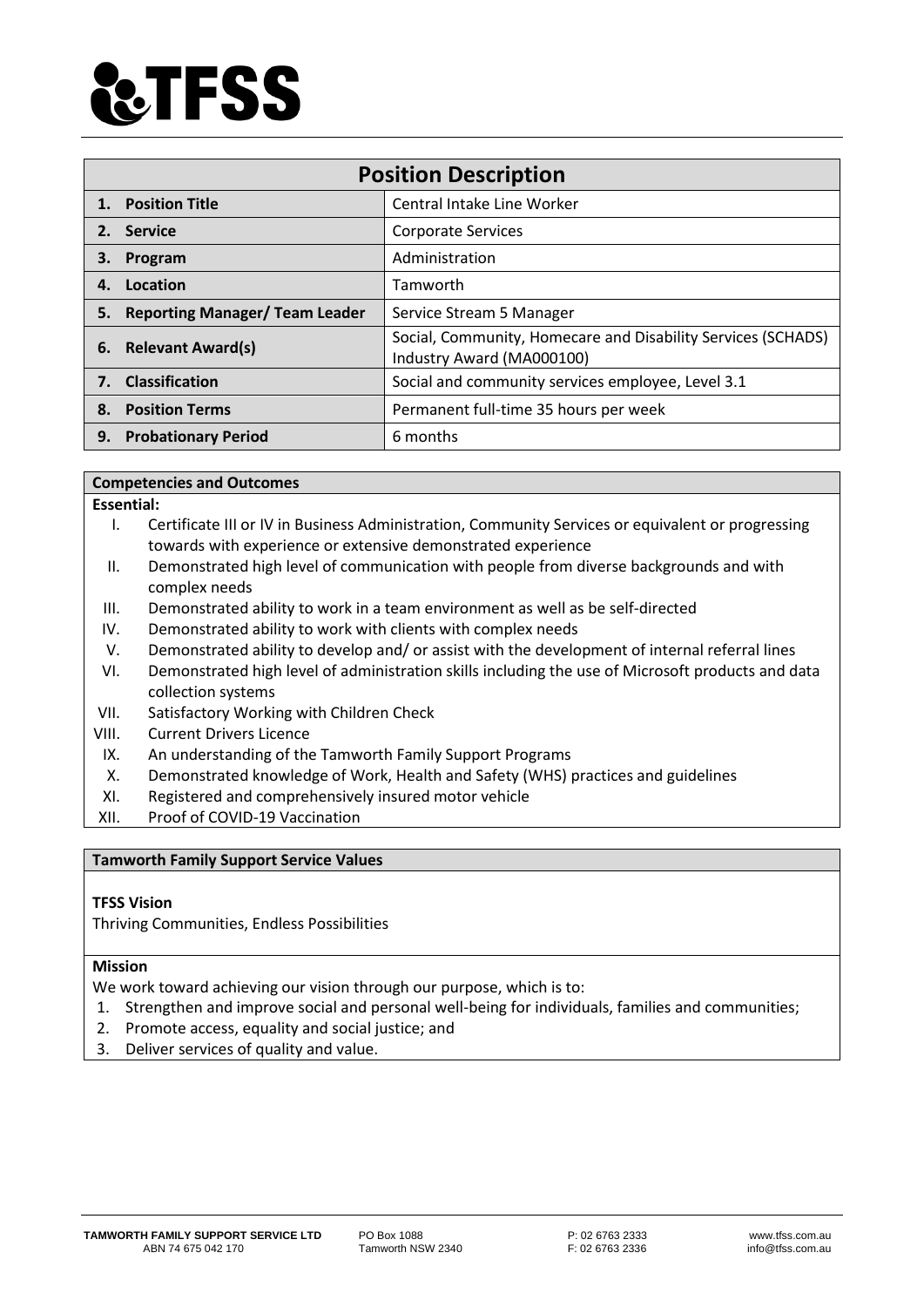**TFSS**

| Position Description | |
|---|---|
| **1. Position Title** | Central Intake Line Worker |
| **2. Service** | Corporate Services |
| **3. Program** | Administration |
| **4. Location** | Tamworth |
| **5. Reporting Manager/ Team Leader** | Service Stream 5 Manager |
| **6. Relevant Award(s)** | Social, Community, Homecare and Disability Services (SCHADS) Industry Award (MA000100) |
| **7. Classification** | Social and community services employee, Level 3.1 |
| **8. Position Terms** | Permanent full-time 35 hours per week |
| **9. Probationary Period** | 6 months |

## Competencies and Outcomes

**Essential:**

I. Certificate III or IV in Business Administration, Community Services or equivalent or progressing towards with experience or extensive demonstrated experience
II. Demonstrated high level of communication with people from diverse backgrounds and with complex needs
III. Demonstrated ability to work in a team environment as well as be self-directed
IV. Demonstrated ability to work with clients with complex needs
V. Demonstrated ability to develop and/ or assist with the development of internal referral lines
VI. Demonstrated high level of administration skills including the use of Microsoft products and data collection systems
VII. Satisfactory Working with Children Check
VIII. Current Drivers Licence
IX. An understanding of the Tamworth Family Support Programs
X. Demonstrated knowledge of Work, Health and Safety (WHS) practices and guidelines
XI. Registered and comprehensively insured motor vehicle
XII. Proof of COVID-19 Vaccination

## Tamworth Family Support Service Values

**TFSS Vision**

Thriving Communities, Endless Possibilities

**Mission**

We work toward achieving our vision through our purpose, which is to:

1. Strengthen and improve social and personal well-being for individuals, families and communities;
2. Promote access, equality and social justice; and
3. Deliver services of quality and value.

**TAMWORTH FAMILY SUPPORT SERVICE LTD**
ABN 74 675 042 170

PO Box 1088
Tamworth NSW 2340

P: 02 6763 2333
F: 02 6763 2336

www.tfss.com.au
info@tfss.com.au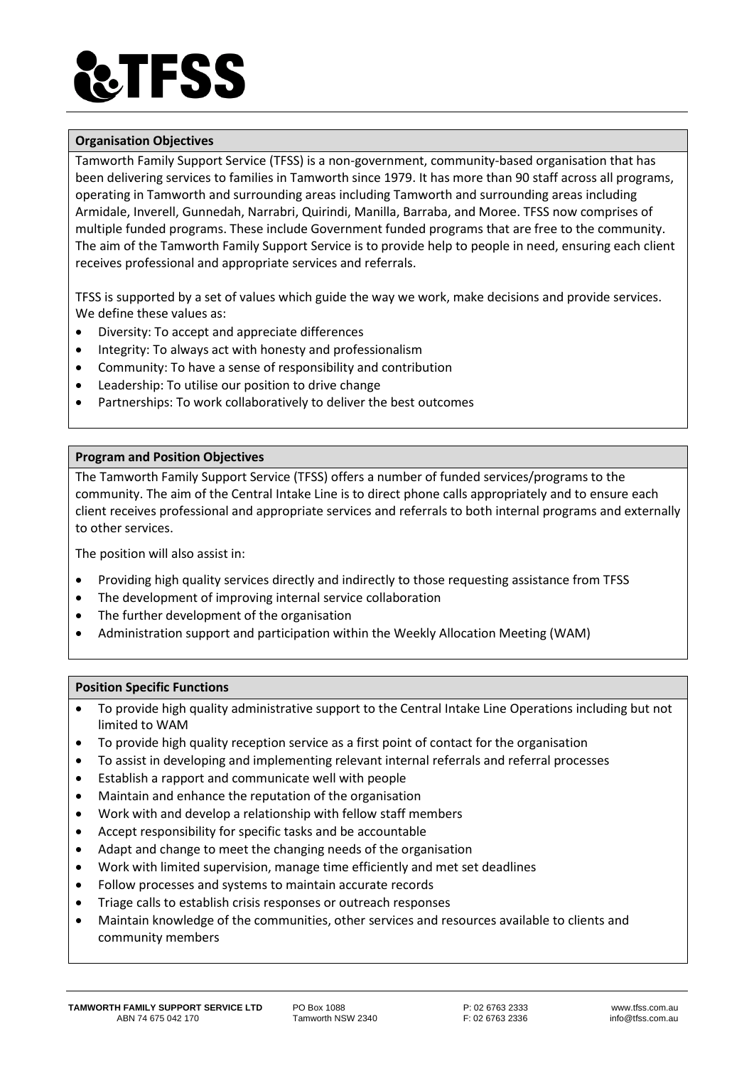## Organisation Objectives

Tamworth Family Support Service (TFSS) is a non-government, community-based organisation that has been delivering services to families in Tamworth since 1979. It has more than 90 staff across all programs, operating in Tamworth and surrounding areas including Tamworth and surrounding areas including Armidale, Inverell, Gunnedah, Narrabri, Quirindi, Manilla, Barraba, and Moree. TFSS now comprises of multiple funded programs. These include Government funded programs that are free to the community. The aim of the Tamworth Family Support Service is to provide help to people in need, ensuring each client receives professional and appropriate services and referrals.

TFSS is supported by a set of values which guide the way we work, make decisions and provide services. We define these values as:

- Diversity: To accept and appreciate differences
- Integrity: To always act with honesty and professionalism
- Community: To have a sense of responsibility and contribution
- Leadership: To utilise our position to drive change
- Partnerships: To work collaboratively to deliver the best outcomes

## Program and Position Objectives

The Tamworth Family Support Service (TFSS) offers a number of funded services/programs to the community. The aim of the Central Intake Line is to direct phone calls appropriately and to ensure each client receives professional and appropriate services and referrals to both internal programs and externally to other services.

The position will also assist in:

- Providing high quality services directly and indirectly to those requesting assistance from TFSS
- The development of improving internal service collaboration
- The further development of the organisation
- Administration support and participation within the Weekly Allocation Meeting (WAM)

## Position Specific Functions

- To provide high quality administrative support to the Central Intake Line Operations including but not limited to WAM
- To provide high quality reception service as a first point of contact for the organisation
- To assist in developing and implementing relevant internal referrals and referral processes
- Establish a rapport and communicate well with people
- Maintain and enhance the reputation of the organisation
- Work with and develop a relationship with fellow staff members
- Accept responsibility for specific tasks and be accountable
- Adapt and change to meet the changing needs of the organisation
- Work with limited supervision, manage time efficiently and met set deadlines
- Follow processes and systems to maintain accurate records
- Triage calls to establish crisis responses or outreach responses
- Maintain knowledge of the communities, other services and resources available to clients and community members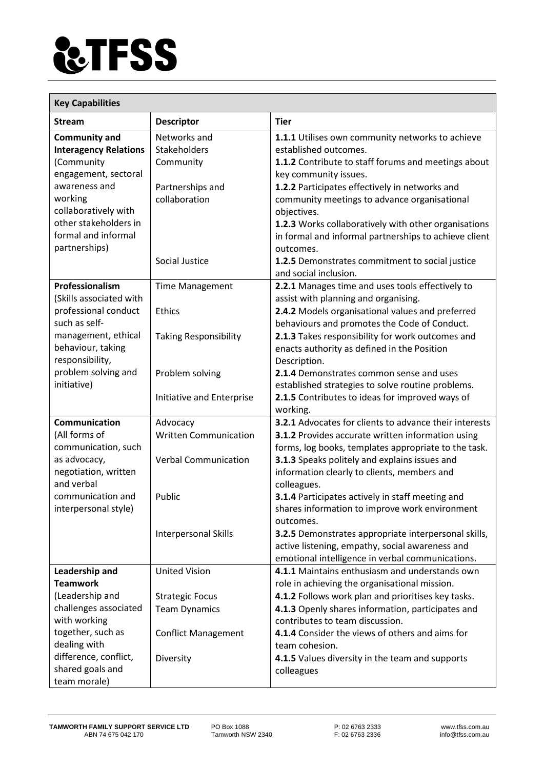| Key Capabilities | | |
|---|---|---|
| **Stream** | **Descriptor** | **Tier** |
| **Community and Interagency Relations** (Community engagement, sectoral awareness and working collaboratively with other stakeholders in formal and informal partnerships) | Networks and Stakeholders | **1.1.1** Utilises own community networks to achieve established outcomes. |
| | Community | **1.1.2** Contribute to staff forums and meetings about key community issues. |
| | Partnerships and collaboration | **1.2.2** Participates effectively in networks and community meetings to advance organisational objectives. |
| | | **1.2.3** Works collaboratively with other organisations in formal and informal partnerships to achieve client outcomes. |
| | Social Justice | **1.2.5** Demonstrates commitment to social justice and social inclusion. |
| **Professionalism** (Skills associated with professional conduct such as self-management, ethical behaviour, taking responsibility, problem solving and initiative) | Time Management | **2.2.1** Manages time and uses tools effectively to assist with planning and organising. |
| | Ethics | **2.4.2** Models organisational values and preferred behaviours and promotes the Code of Conduct. |
| | Taking Responsibility | **2.1.3** Takes responsibility for work outcomes and enacts authority as defined in the Position Description. |
| | Problem solving | **2.1.4** Demonstrates common sense and uses established strategies to solve routine problems. |
| | Initiative and Enterprise | **2.1.5** Contributes to ideas for improved ways of working. |
| **Communication** (All forms of communication, such as advocacy, negotiation, written and verbal communication and interpersonal style) | Advocacy | **3.2.1** Advocates for clients to advance their interests |
| | Written Communication | **3.1.2** Provides accurate written information using forms, log books, templates appropriate to the task. |
| | Verbal Communication | **3.1.3** Speaks politely and explains issues and information clearly to clients, members and colleagues. |
| | Public | **3.1.4** Participates actively in staff meeting and shares information to improve work environment outcomes. |
| | Interpersonal Skills | **3.2.5** Demonstrates appropriate interpersonal skills, active listening, empathy, social awareness and emotional intelligence in verbal communications. |
| **Leadership and Teamwork** (Leadership and challenges associated with working together, such as dealing with difference, conflict, shared goals and team morale) | United Vision | **4.1.1** Maintains enthusiasm and understands own role in achieving the organisational mission. |
| | Strategic Focus | **4.1.2** Follows work plan and prioritises key tasks. |
| | Team Dynamics | **4.1.3** Openly shares information, participates and contributes to team discussion. |
| | Conflict Management | **4.1.4** Consider the views of others and aims for team cohesion. |
| | Diversity | **4.1.5** Values diversity in the team and supports colleagues |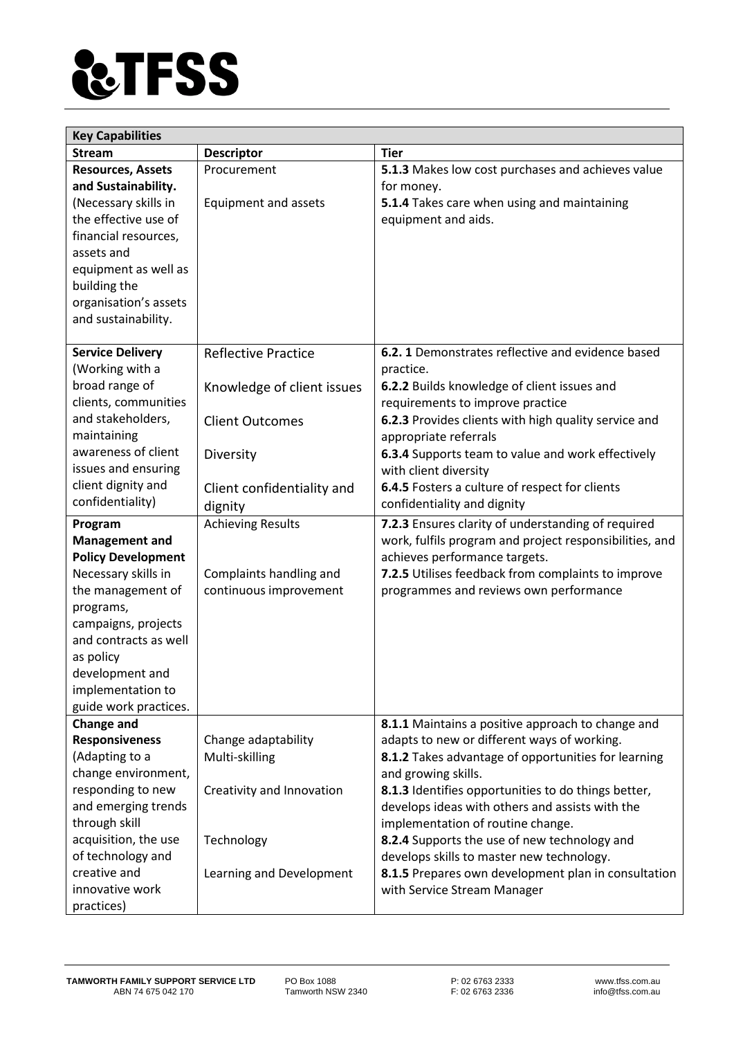| Key Capabilities | | |
|---|---|---|
| **Stream** | **Descriptor** | **Tier** |
| **Resources, Assets and Sustainability.** (Necessary skills in the effective use of financial resources, assets and equipment as well as building the organisation's assets and sustainability. | Procurement<br><br>Equipment and assets | **5.1.3** Makes low cost purchases and achieves value for money.<br>**5.1.4** Takes care when using and maintaining equipment and aids. |
| **Service Delivery** (Working with a broad range of clients, communities and stakeholders, maintaining awareness of client issues and ensuring client dignity and confidentiality) | Reflective Practice<br><br>Knowledge of client issues<br><br>Client Outcomes<br><br>Diversity<br><br>Client confidentiality and dignity | **6.2. 1** Demonstrates reflective and evidence based practice.<br>**6.2.2** Builds knowledge of client issues and requirements to improve practice<br>**6.2.3** Provides clients with high quality service and appropriate referrals<br>**6.3.4** Supports team to value and work effectively with client diversity<br>**6.4.5** Fosters a culture of respect for clients confidentiality and dignity |
| **Program Management and Policy Development** Necessary skills in the management of programs, campaigns, projects and contracts as well as policy development and implementation to guide work practices. | Achieving Results<br><br>Complaints handling and continuous improvement | **7.2.3** Ensures clarity of understanding of required work, fulfils program and project responsibilities, and achieves performance targets.<br>**7.2.5** Utilises feedback from complaints to improve programmes and reviews own performance |
| **Change and Responsiveness** (Adapting to a change environment, responding to new and emerging trends through skill acquisition, the use of technology and creative and innovative work practices) | Change adaptability<br>Multi-skilling<br><br>Creativity and Innovation<br><br>Technology<br><br>Learning and Development | **8.1.1** Maintains a positive approach to change and adapts to new or different ways of working.<br>**8.1.2** Takes advantage of opportunities for learning and growing skills.<br>**8.1.3** Identifies opportunities to do things better, develops ideas with others and assists with the implementation of routine change.<br>**8.2.4** Supports the use of new technology and develops skills to master new technology.<br>**8.1.5** Prepares own development plan in consultation with Service Stream Manager |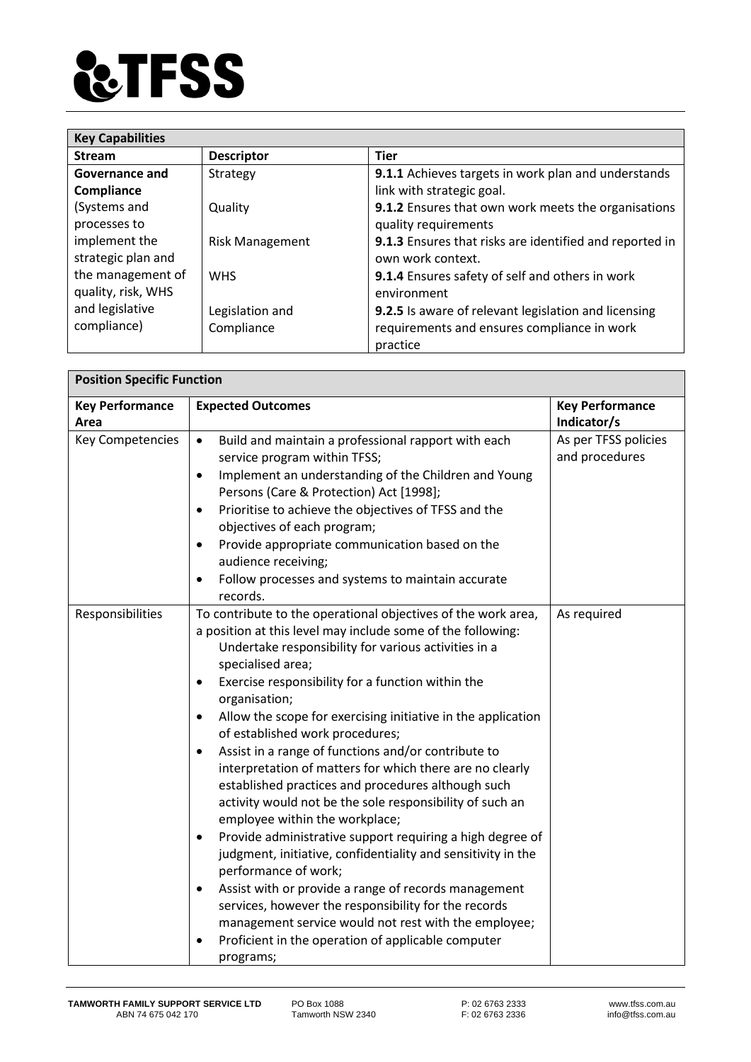| Key Capabilities | | |
|---|---|---|
| **Stream** | **Descriptor** | **Tier** |
| **Governance and Compliance** (Systems and processes to implement the strategic plan and the management of quality, risk, WHS and legislative compliance) | Strategy | **9.1.1** Achieves targets in work plan and understands link with strategic goal. |
| | Quality | **9.1.2** Ensures that own work meets the organisations quality requirements |
| | Risk Management | **9.1.3** Ensures that risks are identified and reported in own work context. |
| | WHS | **9.1.4** Ensures safety of self and others in work environment |
| | Legislation and Compliance | **9.2.5** Is aware of relevant legislation and licensing requirements and ensures compliance in work practice |

| Position Specific Function | | |
|---|---|---|
| **Key Performance Area** | **Expected Outcomes** | **Key Performance Indicator/s** |
| Key Competencies | • Build and maintain a professional rapport with each service program within TFSS;<br>• Implement an understanding of the Children and Young Persons (Care & Protection) Act [1998];<br>• Prioritise to achieve the objectives of TFSS and the objectives of each program;<br>• Provide appropriate communication based on the audience receiving;<br>• Follow processes and systems to maintain accurate records. | As per TFSS policies and procedures |
| Responsibilities | To contribute to the operational objectives of the work area, a position at this level may include some of the following:<br>Undertake responsibility for various activities in a specialised area;<br>• Exercise responsibility for a function within the organisation;<br>• Allow the scope for exercising initiative in the application of established work procedures;<br>• Assist in a range of functions and/or contribute to interpretation of matters for which there are no clearly established practices and procedures although such activity would not be the sole responsibility of such an employee within the workplace;<br>• Provide administrative support requiring a high degree of judgment, initiative, confidentiality and sensitivity in the performance of work;<br>• Assist with or provide a range of records management services, however the responsibility for the records management service would not rest with the employee;<br>• Proficient in the operation of applicable computer programs; | As required |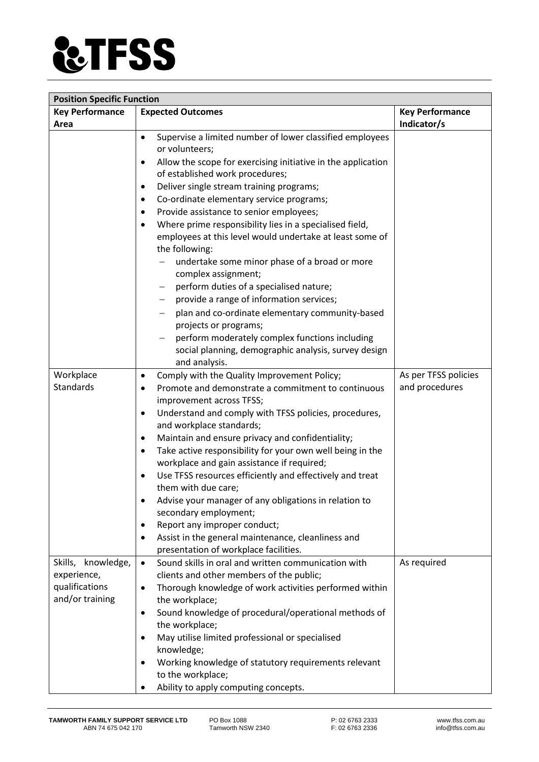| Position Specific Function | | |
|---|---|---|
| **Key Performance Area** | **Expected Outcomes** | **Key Performance Indicator/s** |
| | • Supervise a limited number of lower classified employees or volunteers;<br>• Allow the scope for exercising initiative in the application of established work procedures;<br>• Deliver single stream training programs;<br>• Co-ordinate elementary service programs;<br>• Provide assistance to senior employees;<br>• Where prime responsibility lies in a specialised field, employees at this level would undertake at least some of the following:<br>  – undertake some minor phase of a broad or more complex assignment;<br>  – perform duties of a specialised nature;<br>  – provide a range of information services;<br>  – plan and co-ordinate elementary community-based projects or programs;<br>  – perform moderately complex functions including social planning, demographic analysis, survey design and analysis. | |
| Workplace Standards | • Comply with the Quality Improvement Policy;<br>• Promote and demonstrate a commitment to continuous improvement across TFSS;<br>• Understand and comply with TFSS policies, procedures, and workplace standards;<br>• Maintain and ensure privacy and confidentiality;<br>• Take active responsibility for your own well being in the workplace and gain assistance if required;<br>• Use TFSS resources efficiently and effectively and treat them with due care;<br>• Advise your manager of any obligations in relation to secondary employment;<br>• Report any improper conduct;<br>• Assist in the general maintenance, cleanliness and presentation of workplace facilities. | As per TFSS policies and procedures |
| Skills, knowledge, experience, qualifications and/or training | • Sound skills in oral and written communication with clients and other members of the public;<br>• Thorough knowledge of work activities performed within the workplace;<br>• Sound knowledge of procedural/operational methods of the workplace;<br>• May utilise limited professional or specialised knowledge;<br>• Working knowledge of statutory requirements relevant to the workplace;<br>• Ability to apply computing concepts. | As required |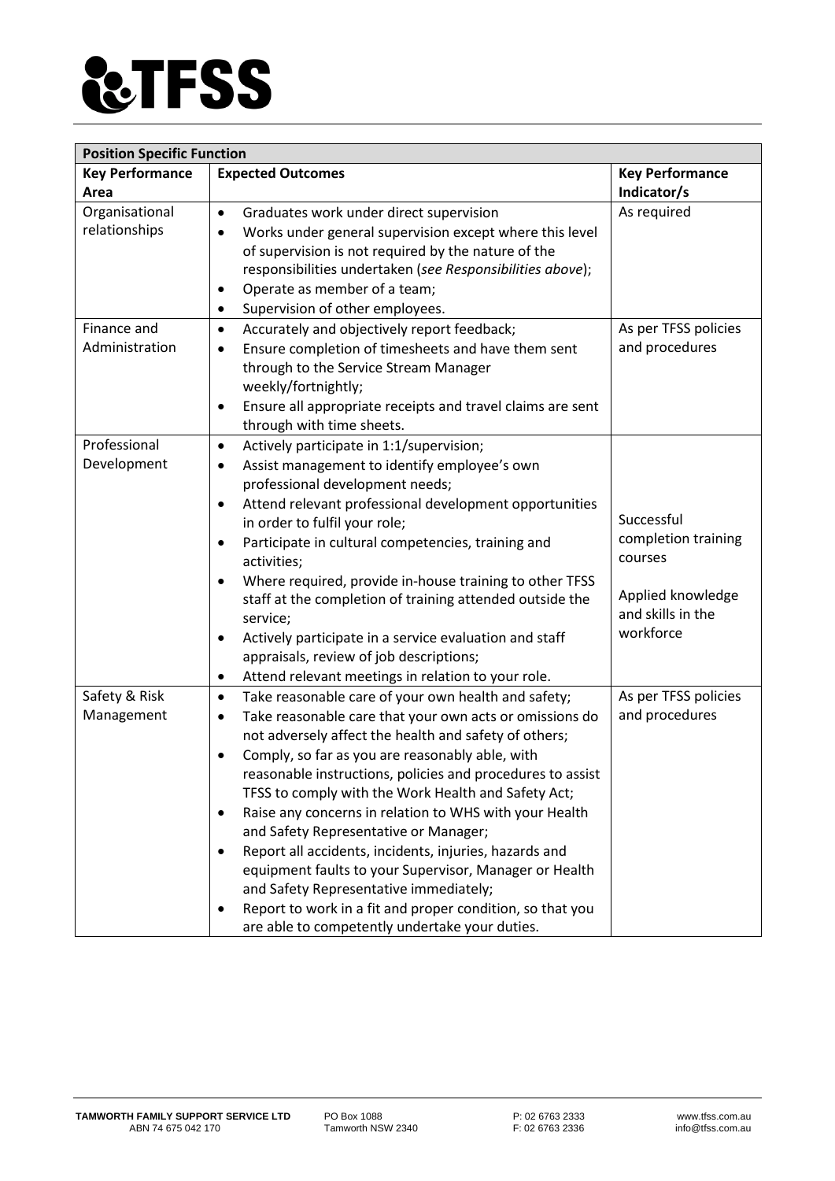| Position Specific Function | | |
|---|---|---|
| **Key Performance Area** | **Expected Outcomes** | **Key Performance Indicator/s** |
| Organisational relationships | • Graduates work under direct supervision<br>• Works under general supervision except where this level of supervision is not required by the nature of the responsibilities undertaken (*see Responsibilities above*);<br>• Operate as member of a team;<br>• Supervision of other employees. | As required |
| Finance and Administration | • Accurately and objectively report feedback;<br>• Ensure completion of timesheets and have them sent through to the Service Stream Manager weekly/fortnightly;<br>• Ensure all appropriate receipts and travel claims are sent through with time sheets. | As per TFSS policies and procedures |
| Professional Development | • Actively participate in 1:1/supervision;<br>• Assist management to identify employee's own professional development needs;<br>• Attend relevant professional development opportunities in order to fulfil your role;<br>• Participate in cultural competencies, training and activities;<br>• Where required, provide in-house training to other TFSS staff at the completion of training attended outside the service;<br>• Actively participate in a service evaluation and staff appraisals, review of job descriptions;<br>• Attend relevant meetings in relation to your role. | Successful completion training courses<br><br>Applied knowledge and skills in the workforce |
| Safety & Risk Management | • Take reasonable care of your own health and safety;<br>• Take reasonable care that your own acts or omissions do not adversely affect the health and safety of others;<br>• Comply, so far as you are reasonably able, with reasonable instructions, policies and procedures to assist TFSS to comply with the Work Health and Safety Act;<br>• Raise any concerns in relation to WHS with your Health and Safety Representative or Manager;<br>• Report all accidents, incidents, injuries, hazards and equipment faults to your Supervisor, Manager or Health and Safety Representative immediately;<br>• Report to work in a fit and proper condition, so that you are able to competently undertake your duties. | As per TFSS policies and procedures |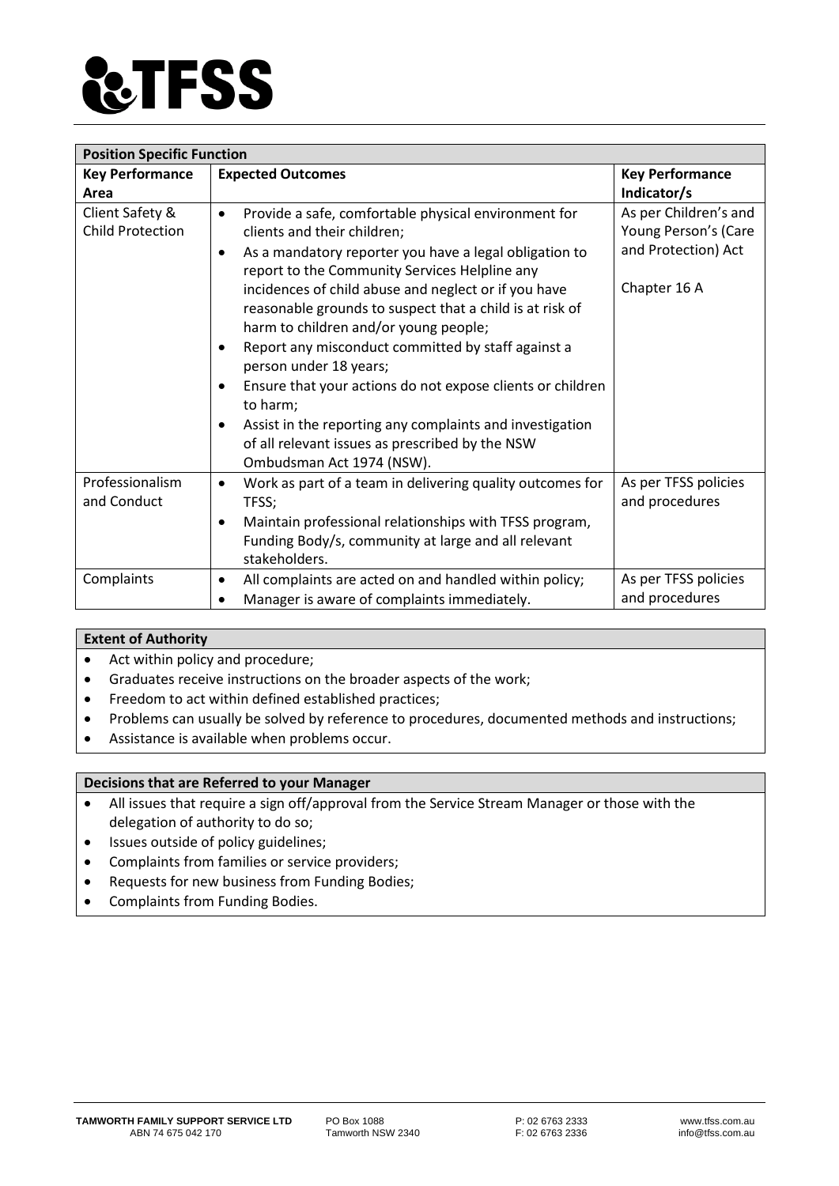| Position Specific Function | | |
|---|---|---|
| **Key Performance Area** | **Expected Outcomes** | **Key Performance Indicator/s** |
| Client Safety & Child Protection | • Provide a safe, comfortable physical environment for clients and their children;<br>• As a mandatory reporter you have a legal obligation to report to the Community Services Helpline any incidences of child abuse and neglect or if you have reasonable grounds to suspect that a child is at risk of harm to children and/or young people;<br>• Report any misconduct committed by staff against a person under 18 years;<br>• Ensure that your actions do not expose clients or children to harm;<br>• Assist in the reporting any complaints and investigation of all relevant issues as prescribed by the NSW Ombudsman Act 1974 (NSW). | As per Children's and Young Person's (Care and Protection) Act<br><br>Chapter 16 A |
| Professionalism and Conduct | • Work as part of a team in delivering quality outcomes for TFSS;<br>• Maintain professional relationships with TFSS program, Funding Body/s, community at large and all relevant stakeholders. | As per TFSS policies and procedures |
| Complaints | • All complaints are acted on and handled within policy;<br>• Manager is aware of complaints immediately. | As per TFSS policies and procedures |

**Extent of Authority**

- Act within policy and procedure;
- Graduates receive instructions on the broader aspects of the work;
- Freedom to act within defined established practices;
- Problems can usually be solved by reference to procedures, documented methods and instructions;
- Assistance is available when problems occur.

**Decisions that are Referred to your Manager**

- All issues that require a sign off/approval from the Service Stream Manager or those with the delegation of authority to do so;
- Issues outside of policy guidelines;
- Complaints from families or service providers;
- Requests for new business from Funding Bodies;
- Complaints from Funding Bodies.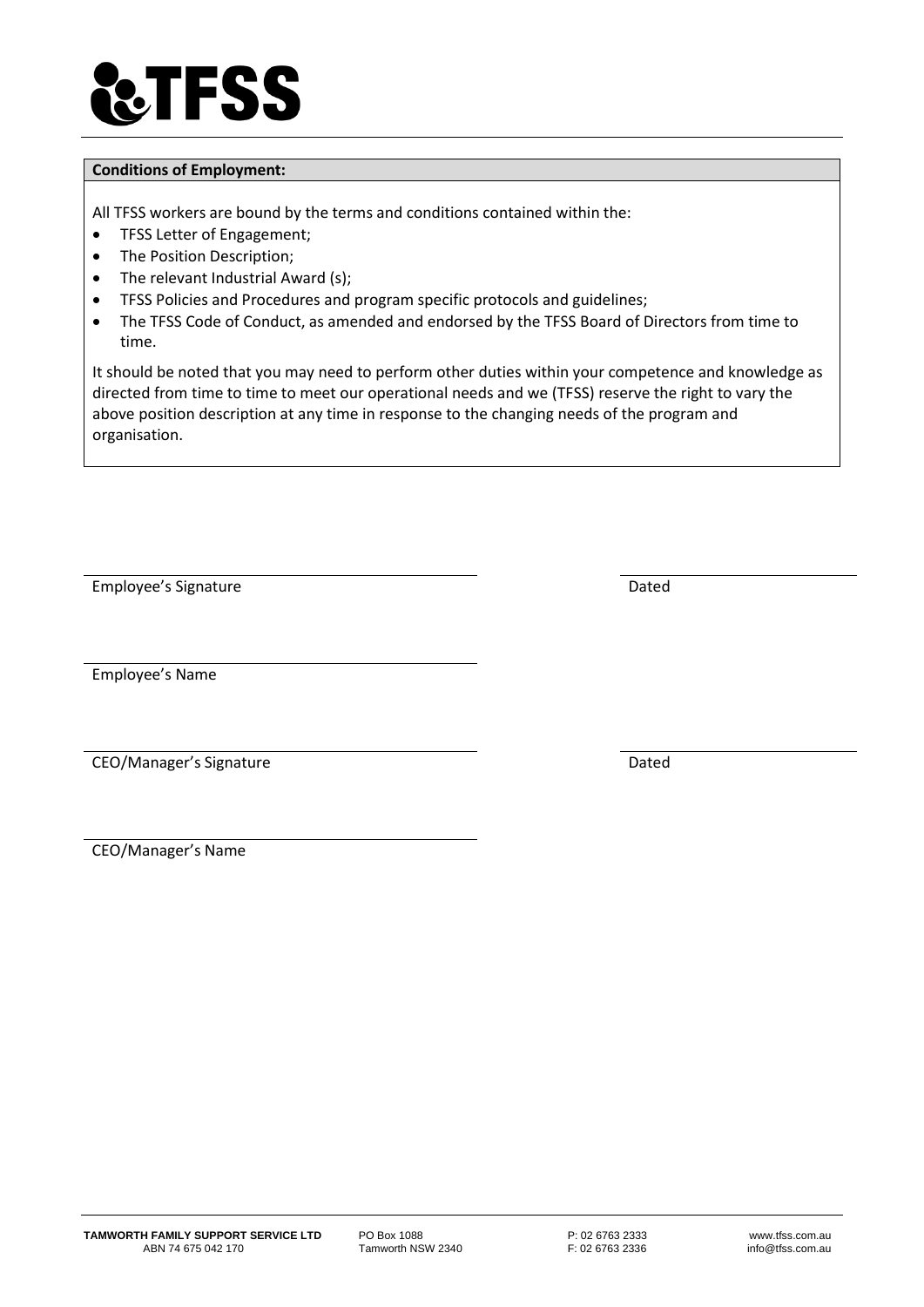**Conditions of Employment:**

All TFSS workers are bound by the terms and conditions contained within the:

- TFSS Letter of Engagement;
- The Position Description;
- The relevant Industrial Award (s);
- TFSS Policies and Procedures and program specific protocols and guidelines;
- The TFSS Code of Conduct, as amended and endorsed by the TFSS Board of Directors from time to time.

It should be noted that you may need to perform other duties within your competence and knowledge as directed from time to time to meet our operational needs and we (TFSS) reserve the right to vary the above position description at any time in response to the changing needs of the program and organisation.

Employee's Signature ______________________ Dated ______________

Employee's Name ______________________

CEO/Manager's Signature ______________________ Dated ______________

CEO/Manager's Name ______________________